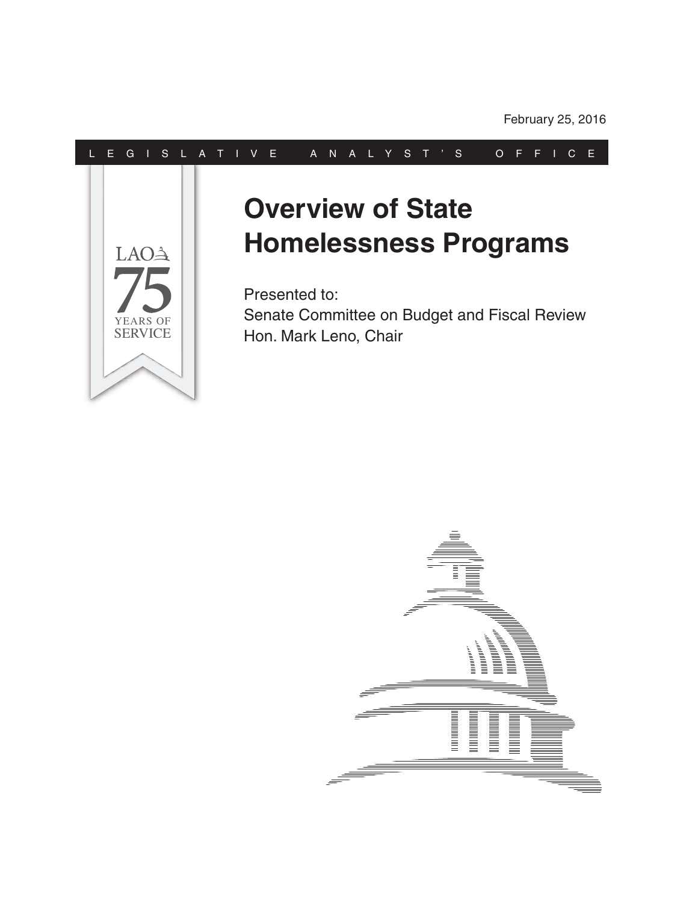February 25, 2016

LEGISLATIVE ANALYST'S OFFICE

LAO 75 YEARS OF SERVICE

# Overview of State Homelessness Programs

Presented to:
Senate Committee on Budget and Fiscal Review
Hon. Mark Leno, Chair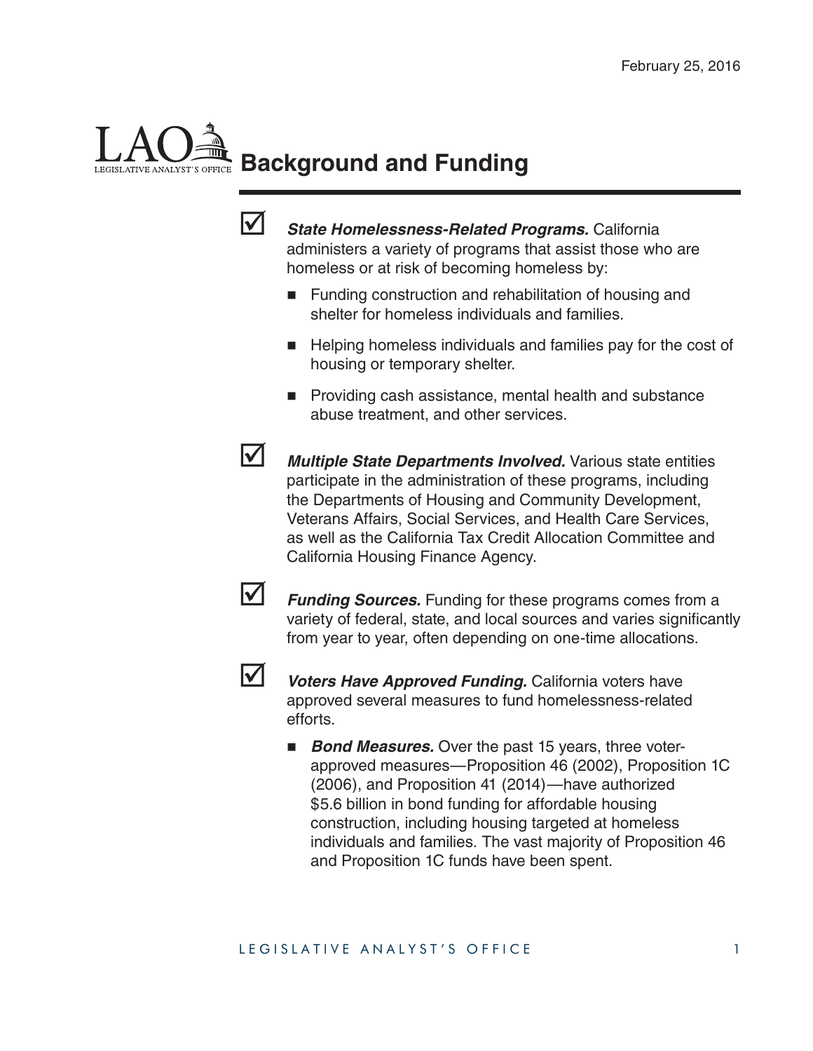February 25, 2016

# Background and Funding

- ☑ ***State Homelessness-Related Programs.*** California administers a variety of programs that assist those who are homeless or at risk of becoming homeless by:

  - Funding construction and rehabilitation of housing and shelter for homeless individuals and families.

  - Helping homeless individuals and families pay for the cost of housing or temporary shelter.

  - Providing cash assistance, mental health and substance abuse treatment, and other services.

- ☑ ***Multiple State Departments Involved.*** Various state entities participate in the administration of these programs, including the Departments of Housing and Community Development, Veterans Affairs, Social Services, and Health Care Services, as well as the California Tax Credit Allocation Committee and California Housing Finance Agency.

- ☑ ***Funding Sources.*** Funding for these programs comes from a variety of federal, state, and local sources and varies significantly from year to year, often depending on one-time allocations.

- ☑ ***Voters Have Approved Funding.*** California voters have approved several measures to fund homelessness-related efforts.

  - ***Bond Measures.*** Over the past 15 years, three voter-approved measures—Proposition 46 (2002), Proposition 1C (2006), and Proposition 41 (2014)—have authorized $5.6 billion in bond funding for affordable housing construction, including housing targeted at homeless individuals and families. The vast majority of Proposition 46 and Proposition 1C funds have been spent.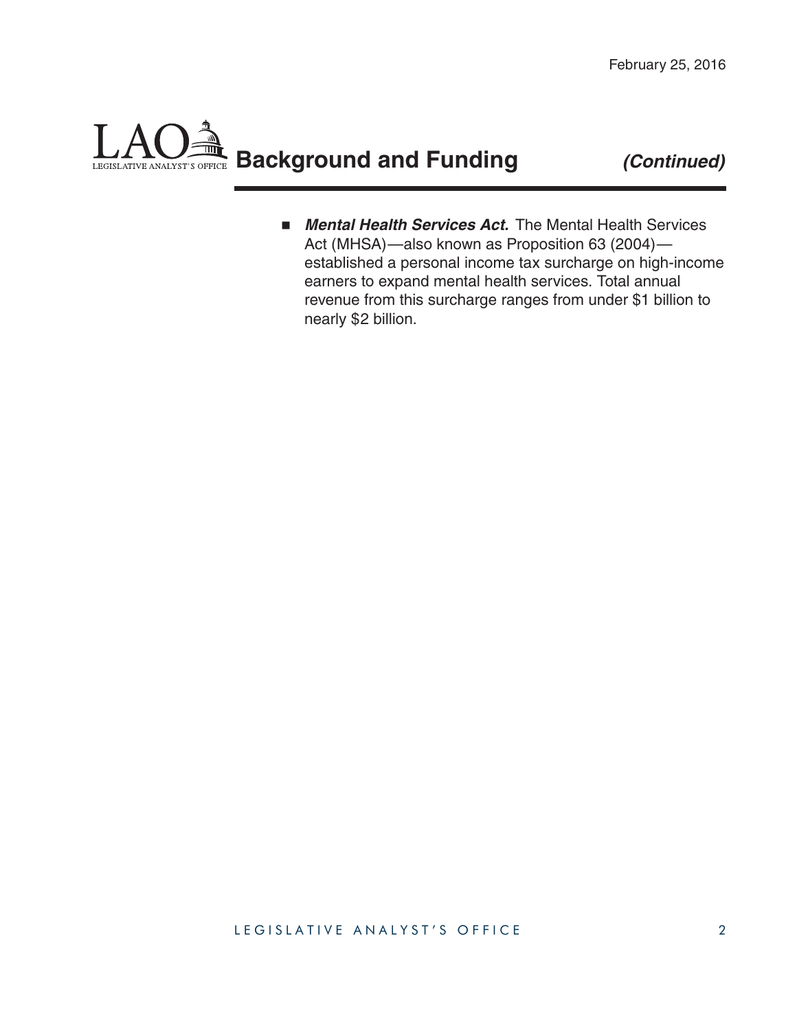## Background and Funding *(Continued)*

- ***Mental Health Services Act.*** The Mental Health Services Act (MHSA)—also known as Proposition 63 (2004)—established a personal income tax surcharge on high-income earners to expand mental health services. Total annual revenue from this surcharge ranges from under $1 billion to nearly $2 billion.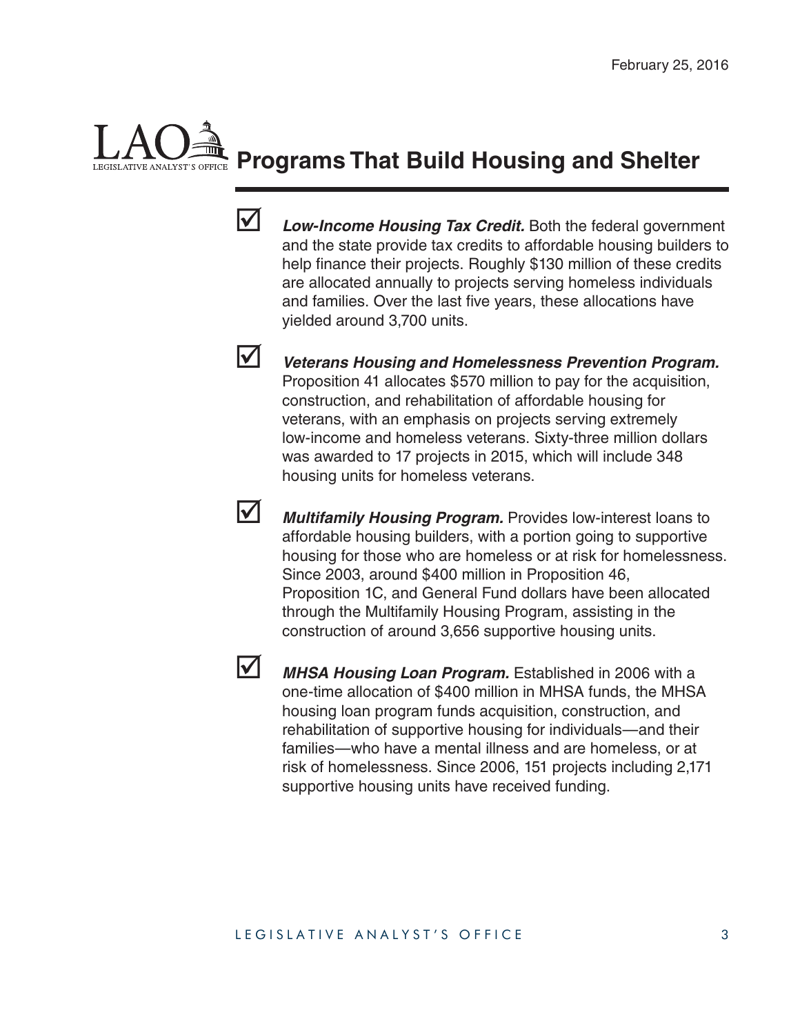February 25, 2016

# Programs That Build Housing and Shelter

- ***Low-Income Housing Tax Credit.*** Both the federal government and the state provide tax credits to affordable housing builders to help finance their projects. Roughly $130 million of these credits are allocated annually to projects serving homeless individuals and families. Over the last five years, these allocations have yielded around 3,700 units.

- ***Veterans Housing and Homelessness Prevention Program.*** Proposition 41 allocates $570 million to pay for the acquisition, construction, and rehabilitation of affordable housing for veterans, with an emphasis on projects serving extremely low-income and homeless veterans. Sixty-three million dollars was awarded to 17 projects in 2015, which will include 348 housing units for homeless veterans.

- ***Multifamily Housing Program.*** Provides low-interest loans to affordable housing builders, with a portion going to supportive housing for those who are homeless or at risk for homelessness. Since 2003, around $400 million in Proposition 46, Proposition 1C, and General Fund dollars have been allocated through the Multifamily Housing Program, assisting in the construction of around 3,656 supportive housing units.

- ***MHSA Housing Loan Program.*** Established in 2006 with a one-time allocation of $400 million in MHSA funds, the MHSA housing loan program funds acquisition, construction, and rehabilitation of supportive housing for individuals—and their families—who have a mental illness and are homeless, or at risk of homelessness. Since 2006, 151 projects including 2,171 supportive housing units have received funding.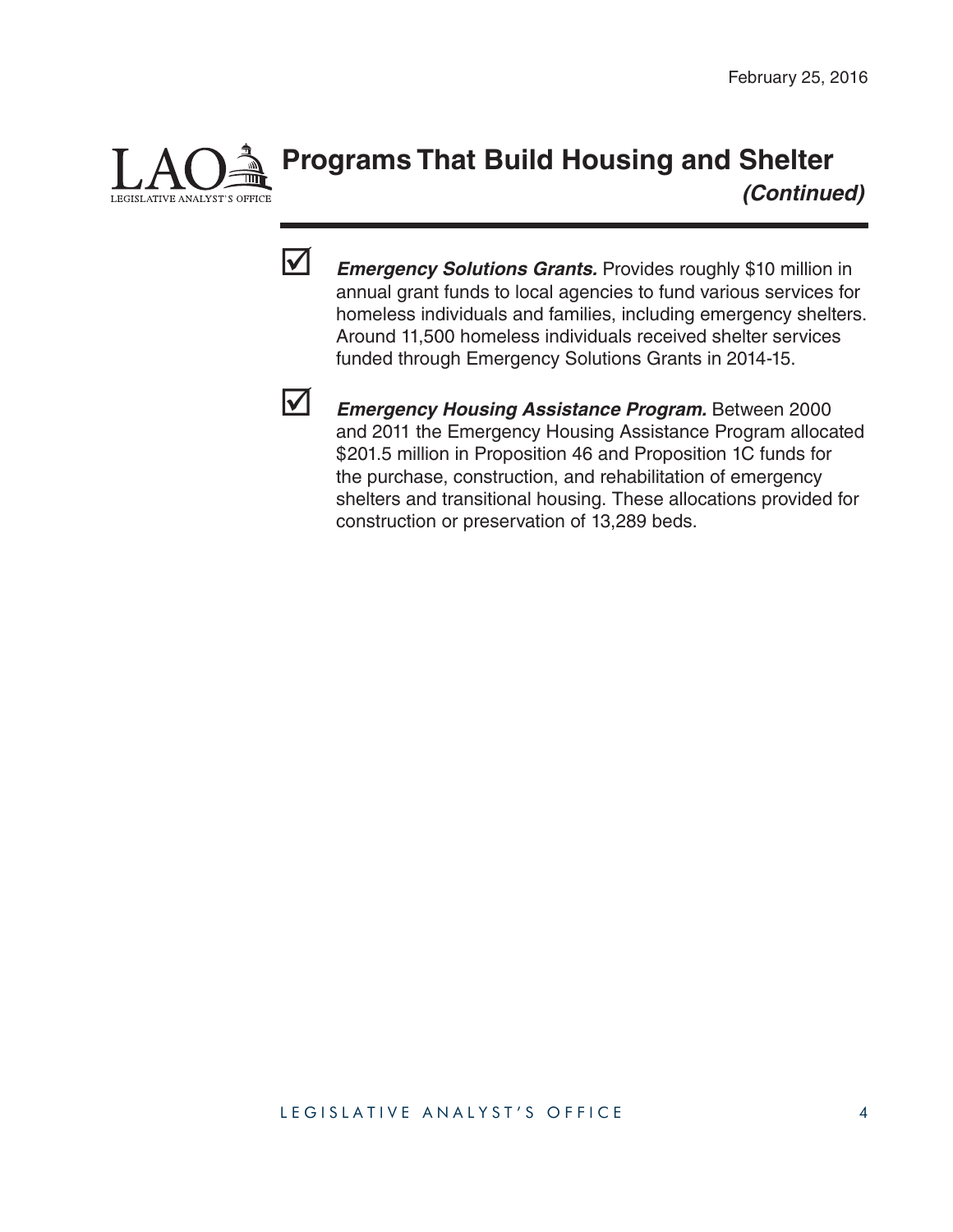# Programs That Build Housing and Shelter *(Continued)*

- ☑ ***Emergency Solutions Grants.*** Provides roughly $10 million in annual grant funds to local agencies to fund various services for homeless individuals and families, including emergency shelters. Around 11,500 homeless individuals received shelter services funded through Emergency Solutions Grants in 2014-15.

- ☑ ***Emergency Housing Assistance Program.*** Between 2000 and 2011 the Emergency Housing Assistance Program allocated $201.5 million in Proposition 46 and Proposition 1C funds for the purchase, construction, and rehabilitation of emergency shelters and transitional housing. These allocations provided for construction or preservation of 13,289 beds.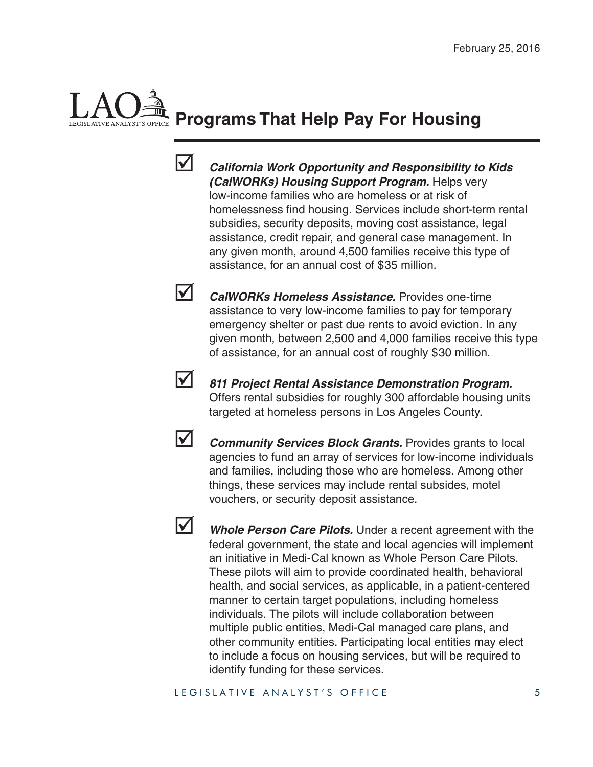# Programs That Help Pay For Housing

- ***California Work Opportunity and Responsibility to Kids (CalWORKs) Housing Support Program.*** Helps very low-income families who are homeless or at risk of homelessness find housing. Services include short-term rental subsidies, security deposits, moving cost assistance, legal assistance, credit repair, and general case management. In any given month, around 4,500 families receive this type of assistance, for an annual cost of $35 million.

- ***CalWORKs Homeless Assistance.*** Provides one-time assistance to very low-income families to pay for temporary emergency shelter or past due rents to avoid eviction. In any given month, between 2,500 and 4,000 families receive this type of assistance, for an annual cost of roughly $30 million.

- ***811 Project Rental Assistance Demonstration Program.*** Offers rental subsidies for roughly 300 affordable housing units targeted at homeless persons in Los Angeles County.

- ***Community Services Block Grants.*** Provides grants to local agencies to fund an array of services for low-income individuals and families, including those who are homeless. Among other things, these services may include rental subsides, motel vouchers, or security deposit assistance.

- ***Whole Person Care Pilots.*** Under a recent agreement with the federal government, the state and local agencies will implement an initiative in Medi-Cal known as Whole Person Care Pilots. These pilots will aim to provide coordinated health, behavioral health, and social services, as applicable, in a patient-centered manner to certain target populations, including homeless individuals. The pilots will include collaboration between multiple public entities, Medi-Cal managed care plans, and other community entities. Participating local entities may elect to include a focus on housing services, but will be required to identify funding for these services.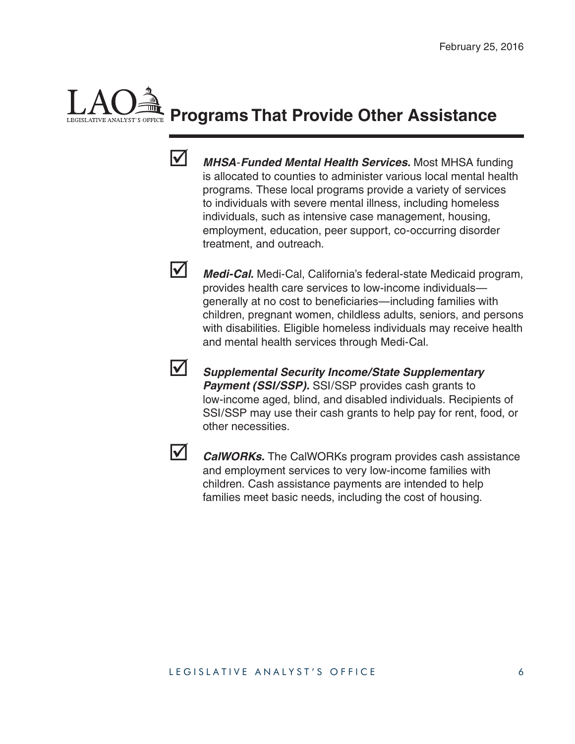February 25, 2016

# Programs That Provide Other Assistance

- ***MHSA-Funded Mental Health Services.*** Most MHSA funding is allocated to counties to administer various local mental health programs. These local programs provide a variety of services to individuals with severe mental illness, including homeless individuals, such as intensive case management, housing, employment, education, peer support, co-occurring disorder treatment, and outreach.

- ***Medi-Cal.*** Medi-Cal, California's federal-state Medicaid program, provides health care services to low-income individuals—generally at no cost to beneficiaries—including families with children, pregnant women, childless adults, seniors, and persons with disabilities. Eligible homeless individuals may receive health and mental health services through Medi-Cal.

- ***Supplemental Security Income/State Supplementary Payment (SSI/SSP).*** SSI/SSP provides cash grants to low-income aged, blind, and disabled individuals. Recipients of SSI/SSP may use their cash grants to help pay for rent, food, or other necessities.

- ***CalWORKs.*** The CalWORKs program provides cash assistance and employment services to very low-income families with children. Cash assistance payments are intended to help families meet basic needs, including the cost of housing.